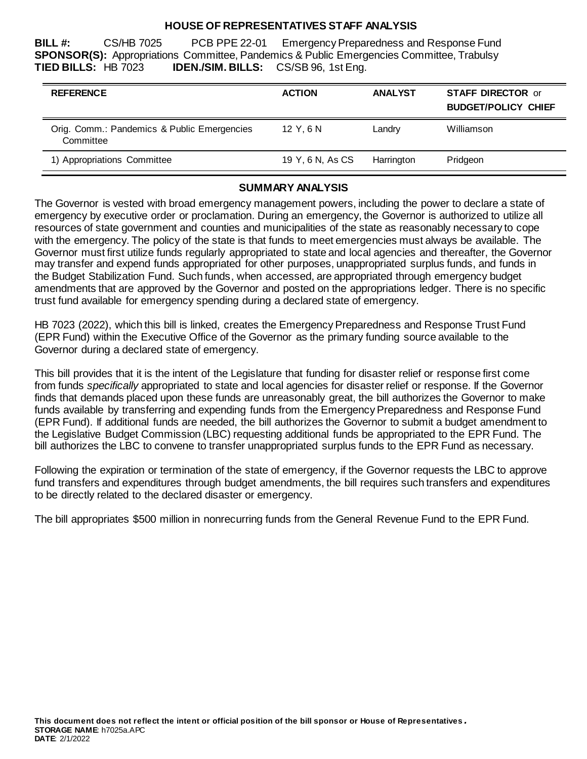# HOUSE OF REPRESENTATIVES STAFF ANALYSIS

**BILL #:** CS/HB 7025 PCB PPE 22-01 Emergency Preparedness and Response Fund
**SPONSOR(S):** Appropriations Committee, Pandemics & Public Emergencies Committee, Trabulsy
**TIED BILLS:** HB 7023 **IDEN./SIM. BILLS:** CS/SB 96, 1st Eng.

| REFERENCE | ACTION | ANALYST | STAFF DIRECTOR or BUDGET/POLICY CHIEF |
|---|---|---|---|
| Orig. Comm.: Pandemics & Public Emergencies Committee | 12 Y, 6 N | Landry | Williamson |
| 1) Appropriations Committee | 19 Y, 6 N, As CS | Harrington | Pridgeon |

## SUMMARY ANALYSIS

The Governor is vested with broad emergency management powers, including the power to declare a state of emergency by executive order or proclamation. During an emergency, the Governor is authorized to utilize all resources of state government and counties and municipalities of the state as reasonably necessary to cope with the emergency. The policy of the state is that funds to meet emergencies must always be available. The Governor must first utilize funds regularly appropriated to state and local agencies and thereafter, the Governor may transfer and expend funds appropriated for other purposes, unappropriated surplus funds, and funds in the Budget Stabilization Fund. Such funds, when accessed, are appropriated through emergency budget amendments that are approved by the Governor and posted on the appropriations ledger. There is no specific trust fund available for emergency spending during a declared state of emergency.

HB 7023 (2022), which this bill is linked, creates the Emergency Preparedness and Response Trust Fund (EPR Fund) within the Executive Office of the Governor as the primary funding source available to the Governor during a declared state of emergency.

This bill provides that it is the intent of the Legislature that funding for disaster relief or response first come from funds *specifically* appropriated to state and local agencies for disaster relief or response. If the Governor finds that demands placed upon these funds are unreasonably great, the bill authorizes the Governor to make funds available by transferring and expending funds from the Emergency Preparedness and Response Fund (EPR Fund). If additional funds are needed, the bill authorizes the Governor to submit a budget amendment to the Legislative Budget Commission (LBC) requesting additional funds be appropriated to the EPR Fund. The bill authorizes the LBC to convene to transfer unappropriated surplus funds to the EPR Fund as necessary.

Following the expiration or termination of the state of emergency, if the Governor requests the LBC to approve fund transfers and expenditures through budget amendments, the bill requires such transfers and expenditures to be directly related to the declared disaster or emergency.

The bill appropriates $500 million in nonrecurring funds from the General Revenue Fund to the EPR Fund.

**This document does not reflect the intent or official position of the bill sponsor or House of Representatives.**
**STORAGE NAME**: h7025a.APC
**DATE**: 2/1/2022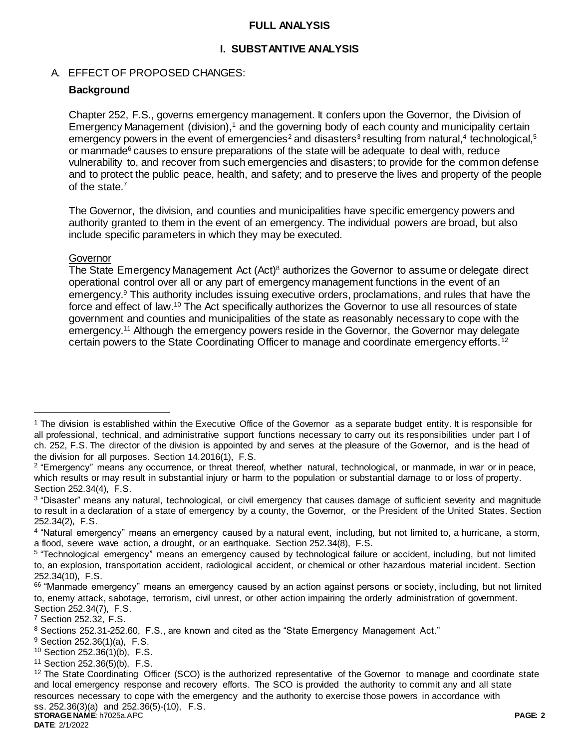## FULL ANALYSIS

### I. SUBSTANTIVE ANALYSIS

A. EFFECT OF PROPOSED CHANGES:

**Background**

Chapter 252, F.S., governs emergency management. It confers upon the Governor, the Division of Emergency Management (division),[1] and the governing body of each county and municipality certain emergency powers in the event of emergencies[2] and disasters[3] resulting from natural,[4] technological,[5] or manmade[6] causes to ensure preparations of the state will be adequate to deal with, reduce vulnerability to, and recover from such emergencies and disasters; to provide for the common defense and to protect the public peace, health, and safety; and to preserve the lives and property of the people of the state.[7]

The Governor, the division, and counties and municipalities have specific emergency powers and authority granted to them in the event of an emergency. The individual powers are broad, but also include specific parameters in which they may be executed.

Governor

The State Emergency Management Act (Act)[8] authorizes the Governor to assume or delegate direct operational control over all or any part of emergency management functions in the event of an emergency.[9] This authority includes issuing executive orders, proclamations, and rules that have the force and effect of law.[10] The Act specifically authorizes the Governor to use all resources of state government and counties and municipalities of the state as reasonably necessary to cope with the emergency.[11] Although the emergency powers reside in the Governor, the Governor may delegate certain powers to the State Coordinating Officer to manage and coordinate emergency efforts.[12]

---

[1] The division is established within the Executive Office of the Governor as a separate budget entity. It is responsible for all professional, technical, and administrative support functions necessary to carry out its responsibilities under part I of ch. 252, F.S. The director of the division is appointed by and serves at the pleasure of the Governor, and is the head of the division for all purposes. Section 14.2016(1), F.S.

[2] "Emergency" means any occurrence, or threat thereof, whether natural, technological, or manmade, in war or in peace, which results or may result in substantial injury or harm to the population or substantial damage to or loss of property. Section 252.34(4), F.S.

[3] "Disaster" means any natural, technological, or civil emergency that causes damage of sufficient severity and magnitude to result in a declaration of a state of emergency by a county, the Governor, or the President of the United States. Section 252.34(2), F.S.

[4] "Natural emergency" means an emergency caused by a natural event, including, but not limited to, a hurricane, a storm, a flood, severe wave action, a drought, or an earthquake. Section 252.34(8), F.S.

[5] "Technological emergency" means an emergency caused by technological failure or accident, including, but not limited to, an explosion, transportation accident, radiological accident, or chemical or other hazardous material incident. Section 252.34(10), F.S.

[66] "Manmade emergency" means an emergency caused by an action against persons or society, including, but not limited to, enemy attack, sabotage, terrorism, civil unrest, or other action impairing the orderly administration of government. Section 252.34(7), F.S.

[7] Section 252.32, F.S.

[8] Sections 252.31-252.60, F.S., are known and cited as the "State Emergency Management Act."

[9] Section 252.36(1)(a), F.S.

[10] Section 252.36(1)(b), F.S.

[11] Section 252.36(5)(b), F.S.

[12] The State Coordinating Officer (SCO) is the authorized representative of the Governor to manage and coordinate state and local emergency response and recovery efforts. The SCO is provided the authority to commit any and all state resources necessary to cope with the emergency and the authority to exercise those powers in accordance with ss. 252.36(3)(a) and 252.36(5)-(10), F.S.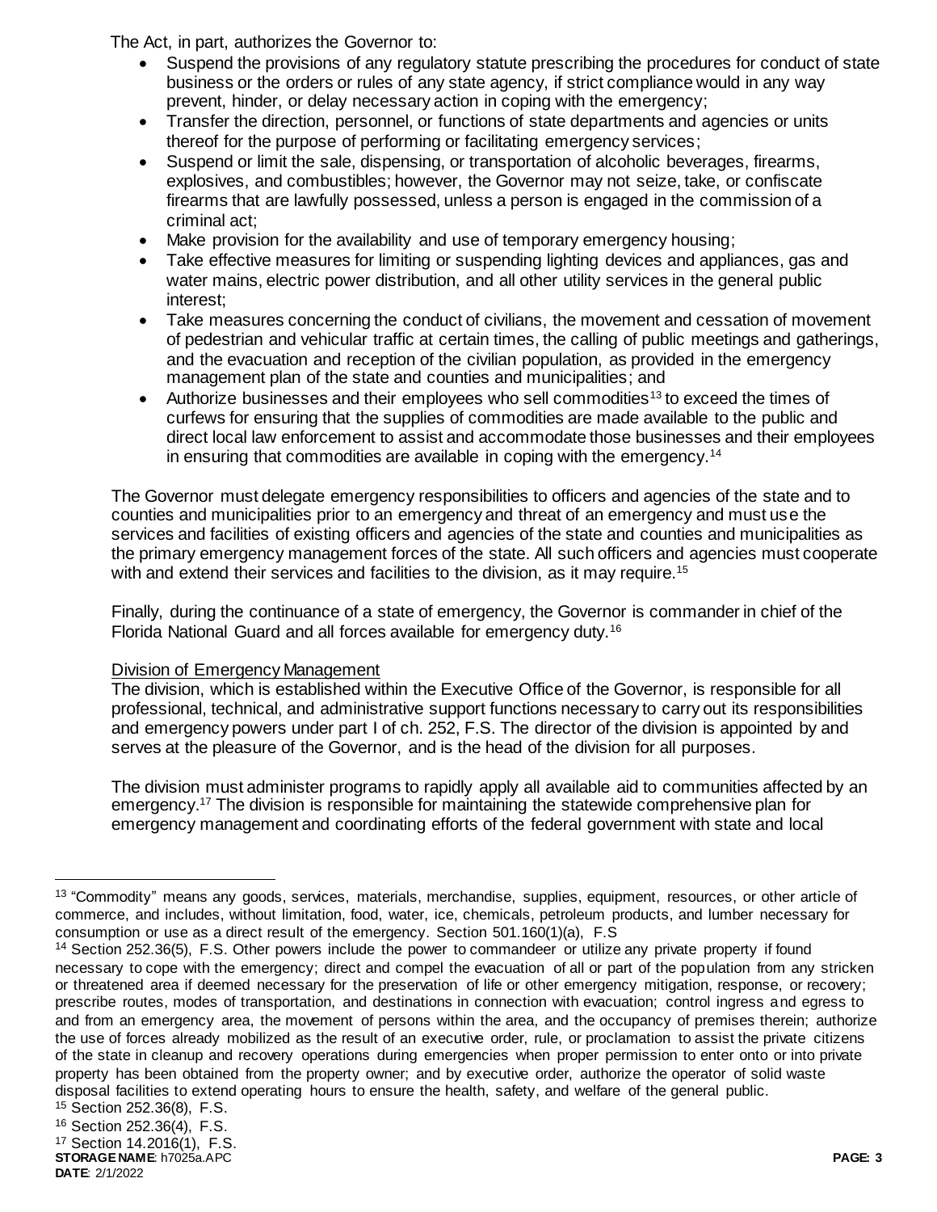The Act, in part, authorizes the Governor to:

- Suspend the provisions of any regulatory statute prescribing the procedures for conduct of state business or the orders or rules of any state agency, if strict compliance would in any way prevent, hinder, or delay necessary action in coping with the emergency;
- Transfer the direction, personnel, or functions of state departments and agencies or units thereof for the purpose of performing or facilitating emergency services;
- Suspend or limit the sale, dispensing, or transportation of alcoholic beverages, firearms, explosives, and combustibles; however, the Governor may not seize, take, or confiscate firearms that are lawfully possessed, unless a person is engaged in the commission of a criminal act;
- Make provision for the availability and use of temporary emergency housing;
- Take effective measures for limiting or suspending lighting devices and appliances, gas and water mains, electric power distribution, and all other utility services in the general public interest;
- Take measures concerning the conduct of civilians, the movement and cessation of movement of pedestrian and vehicular traffic at certain times, the calling of public meetings and gatherings, and the evacuation and reception of the civilian population, as provided in the emergency management plan of the state and counties and municipalities; and
- Authorize businesses and their employees who sell commodities[13] to exceed the times of curfews for ensuring that the supplies of commodities are made available to the public and direct local law enforcement to assist and accommodate those businesses and their employees in ensuring that commodities are available in coping with the emergency.[14]

The Governor must delegate emergency responsibilities to officers and agencies of the state and to counties and municipalities prior to an emergency and threat of an emergency and must use the services and facilities of existing officers and agencies of the state and counties and municipalities as the primary emergency management forces of the state. All such officers and agencies must cooperate with and extend their services and facilities to the division, as it may require.[15]

Finally, during the continuance of a state of emergency, the Governor is commander in chief of the Florida National Guard and all forces available for emergency duty.[16]

Division of Emergency Management

The division, which is established within the Executive Office of the Governor, is responsible for all professional, technical, and administrative support functions necessary to carry out its responsibilities and emergency powers under part I of ch. 252, F.S. The director of the division is appointed by and serves at the pleasure of the Governor, and is the head of the division for all purposes.

The division must administer programs to rapidly apply all available aid to communities affected by an emergency.[17] The division is responsible for maintaining the statewide comprehensive plan for emergency management and coordinating efforts of the federal government with state and local

---

[13] "Commodity" means any goods, services, materials, merchandise, supplies, equipment, resources, or other article of commerce, and includes, without limitation, food, water, ice, chemicals, petroleum products, and lumber necessary for consumption or use as a direct result of the emergency. Section 501.160(1)(a), F.S

[14] Section 252.36(5), F.S. Other powers include the power to commandeer or utilize any private property if found necessary to cope with the emergency; direct and compel the evacuation of all or part of the population from any stricken or threatened area if deemed necessary for the preservation of life or other emergency mitigation, response, or recovery; prescribe routes, modes of transportation, and destinations in connection with evacuation; control ingress and egress to and from an emergency area, the movement of persons within the area, and the occupancy of premises therein; authorize the use of forces already mobilized as the result of an executive order, rule, or proclamation to assist the private citizens of the state in cleanup and recovery operations during emergencies when proper permission to enter onto or into private property has been obtained from the property owner; and by executive order, authorize the operator of solid waste disposal facilities to extend operating hours to ensure the health, safety, and welfare of the general public.

[15] Section 252.36(8), F.S.

[16] Section 252.36(4), F.S.

[17] Section 14.2016(1), F.S.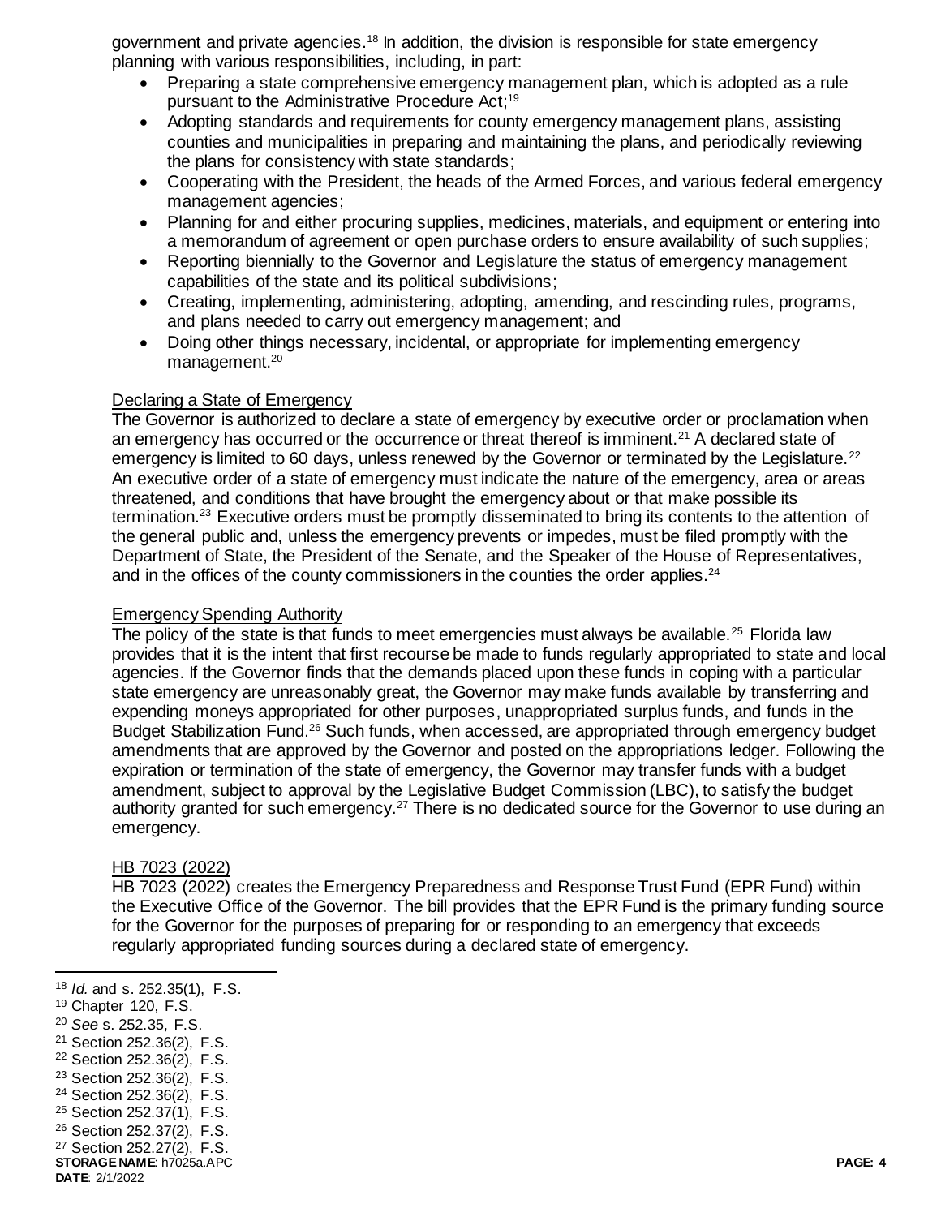government and private agencies.[18] In addition, the division is responsible for state emergency planning with various responsibilities, including, in part:

- Preparing a state comprehensive emergency management plan, which is adopted as a rule pursuant to the Administrative Procedure Act;[19]
- Adopting standards and requirements for county emergency management plans, assisting counties and municipalities in preparing and maintaining the plans, and periodically reviewing the plans for consistency with state standards;
- Cooperating with the President, the heads of the Armed Forces, and various federal emergency management agencies;
- Planning for and either procuring supplies, medicines, materials, and equipment or entering into a memorandum of agreement or open purchase orders to ensure availability of such supplies;
- Reporting biennially to the Governor and Legislature the status of emergency management capabilities of the state and its political subdivisions;
- Creating, implementing, administering, adopting, amending, and rescinding rules, programs, and plans needed to carry out emergency management; and
- Doing other things necessary, incidental, or appropriate for implementing emergency management.[20]

Declaring a State of Emergency

The Governor is authorized to declare a state of emergency by executive order or proclamation when an emergency has occurred or the occurrence or threat thereof is imminent.[21] A declared state of emergency is limited to 60 days, unless renewed by the Governor or terminated by the Legislature.[22] An executive order of a state of emergency must indicate the nature of the emergency, area or areas threatened, and conditions that have brought the emergency about or that make possible its termination.[23] Executive orders must be promptly disseminated to bring its contents to the attention of the general public and, unless the emergency prevents or impedes, must be filed promptly with the Department of State, the President of the Senate, and the Speaker of the House of Representatives, and in the offices of the county commissioners in the counties the order applies.[24]

Emergency Spending Authority

The policy of the state is that funds to meet emergencies must always be available.[25] Florida law provides that it is the intent that first recourse be made to funds regularly appropriated to state and local agencies. If the Governor finds that the demands placed upon these funds in coping with a particular state emergency are unreasonably great, the Governor may make funds available by transferring and expending moneys appropriated for other purposes, unappropriated surplus funds, and funds in the Budget Stabilization Fund.[26] Such funds, when accessed, are appropriated through emergency budget amendments that are approved by the Governor and posted on the appropriations ledger. Following the expiration or termination of the state of emergency, the Governor may transfer funds with a budget amendment, subject to approval by the Legislative Budget Commission (LBC), to satisfy the budget authority granted for such emergency.[27] There is no dedicated source for the Governor to use during an emergency.

HB 7023 (2022)

HB 7023 (2022) creates the Emergency Preparedness and Response Trust Fund (EPR Fund) within the Executive Office of the Governor. The bill provides that the EPR Fund is the primary funding source for the Governor for the purposes of preparing for or responding to an emergency that exceeds regularly appropriated funding sources during a declared state of emergency.

---

[18] *Id.* and s. 252.35(1), F.S.
[19] Chapter 120, F.S.
[20] *See* s. 252.35, F.S.
[21] Section 252.36(2), F.S.
[22] Section 252.36(2), F.S.
[23] Section 252.36(2), F.S.
[24] Section 252.36(2), F.S.
[25] Section 252.37(1), F.S.
[26] Section 252.37(2), F.S.
[27] Section 252.27(2), F.S.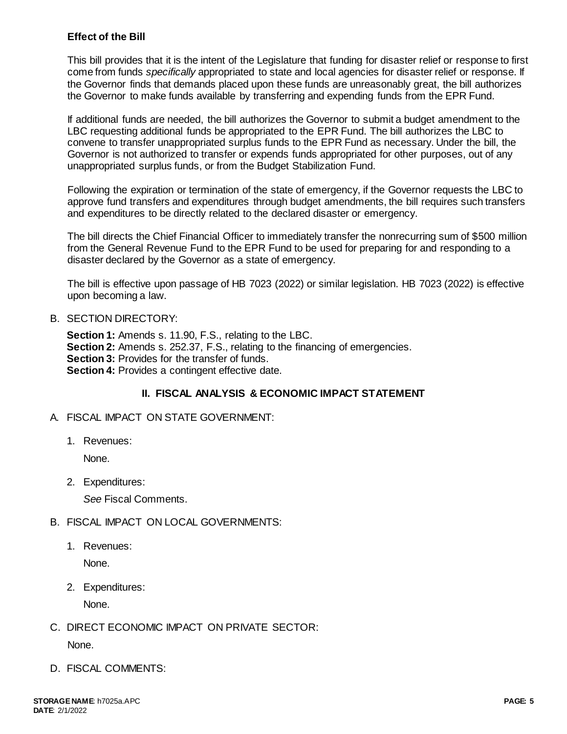### Effect of the Bill

This bill provides that it is the intent of the Legislature that funding for disaster relief or response to first come from funds *specifically* appropriated to state and local agencies for disaster relief or response. If the Governor finds that demands placed upon these funds are unreasonably great, the bill authorizes the Governor to make funds available by transferring and expending funds from the EPR Fund.

If additional funds are needed, the bill authorizes the Governor to submit a budget amendment to the LBC requesting additional funds be appropriated to the EPR Fund. The bill authorizes the LBC to convene to transfer unappropriated surplus funds to the EPR Fund as necessary. Under the bill, the Governor is not authorized to transfer or expends funds appropriated for other purposes, out of any unappropriated surplus funds, or from the Budget Stabilization Fund.

Following the expiration or termination of the state of emergency, if the Governor requests the LBC to approve fund transfers and expenditures through budget amendments, the bill requires such transfers and expenditures to be directly related to the declared disaster or emergency.

The bill directs the Chief Financial Officer to immediately transfer the nonrecurring sum of $500 million from the General Revenue Fund to the EPR Fund to be used for preparing for and responding to a disaster declared by the Governor as a state of emergency.

The bill is effective upon passage of HB 7023 (2022) or similar legislation. HB 7023 (2022) is effective upon becoming a law.

B. SECTION DIRECTORY:

**Section 1:** Amends s. 11.90, F.S., relating to the LBC.
**Section 2:** Amends s. 252.37, F.S., relating to the financing of emergencies.
**Section 3:** Provides for the transfer of funds.
**Section 4:** Provides a contingent effective date.

## II. FISCAL ANALYSIS & ECONOMIC IMPACT STATEMENT

A. FISCAL IMPACT ON STATE GOVERNMENT:

1. Revenues:

   None.

2. Expenditures:

   *See* Fiscal Comments.

B. FISCAL IMPACT ON LOCAL GOVERNMENTS:

1. Revenues:

   None.

2. Expenditures:

   None.

C. DIRECT ECONOMIC IMPACT ON PRIVATE SECTOR:

   None.

D. FISCAL COMMENTS: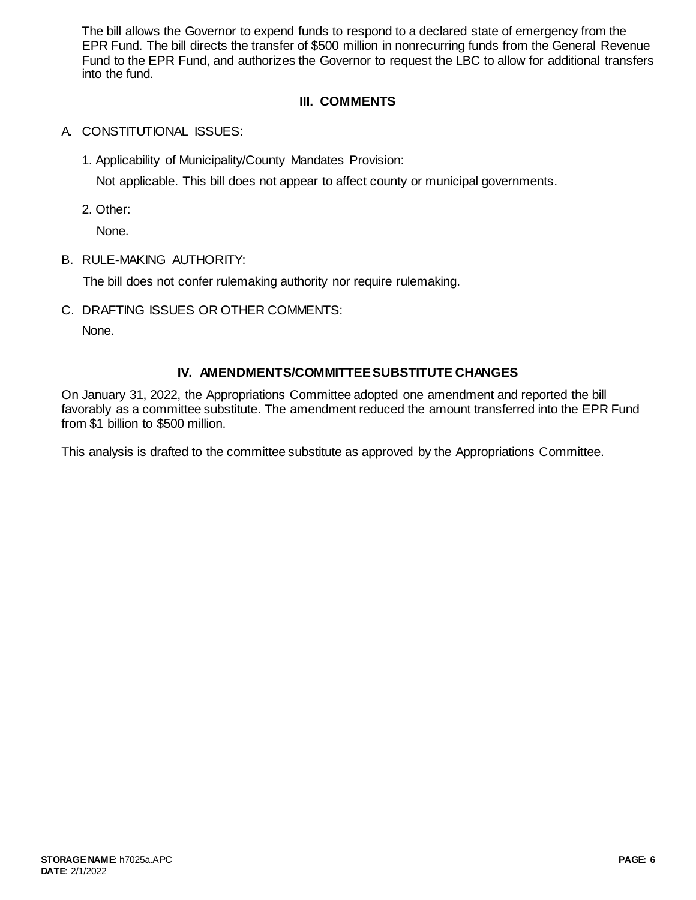The bill allows the Governor to expend funds to respond to a declared state of emergency from the EPR Fund. The bill directs the transfer of $500 million in nonrecurring funds from the General Revenue Fund to the EPR Fund, and authorizes the Governor to request the LBC to allow for additional transfers into the fund.

## III. COMMENTS

A. CONSTITUTIONAL ISSUES:

1. Applicability of Municipality/County Mandates Provision:

   Not applicable. This bill does not appear to affect county or municipal governments.

2. Other:

   None.

B. RULE-MAKING AUTHORITY:

   The bill does not confer rulemaking authority nor require rulemaking.

C. DRAFTING ISSUES OR OTHER COMMENTS:

   None.

## IV. AMENDMENTS/COMMITTEE SUBSTITUTE CHANGES

On January 31, 2022, the Appropriations Committee adopted one amendment and reported the bill favorably as a committee substitute. The amendment reduced the amount transferred into the EPR Fund from $1 billion to $500 million.

This analysis is drafted to the committee substitute as approved by the Appropriations Committee.